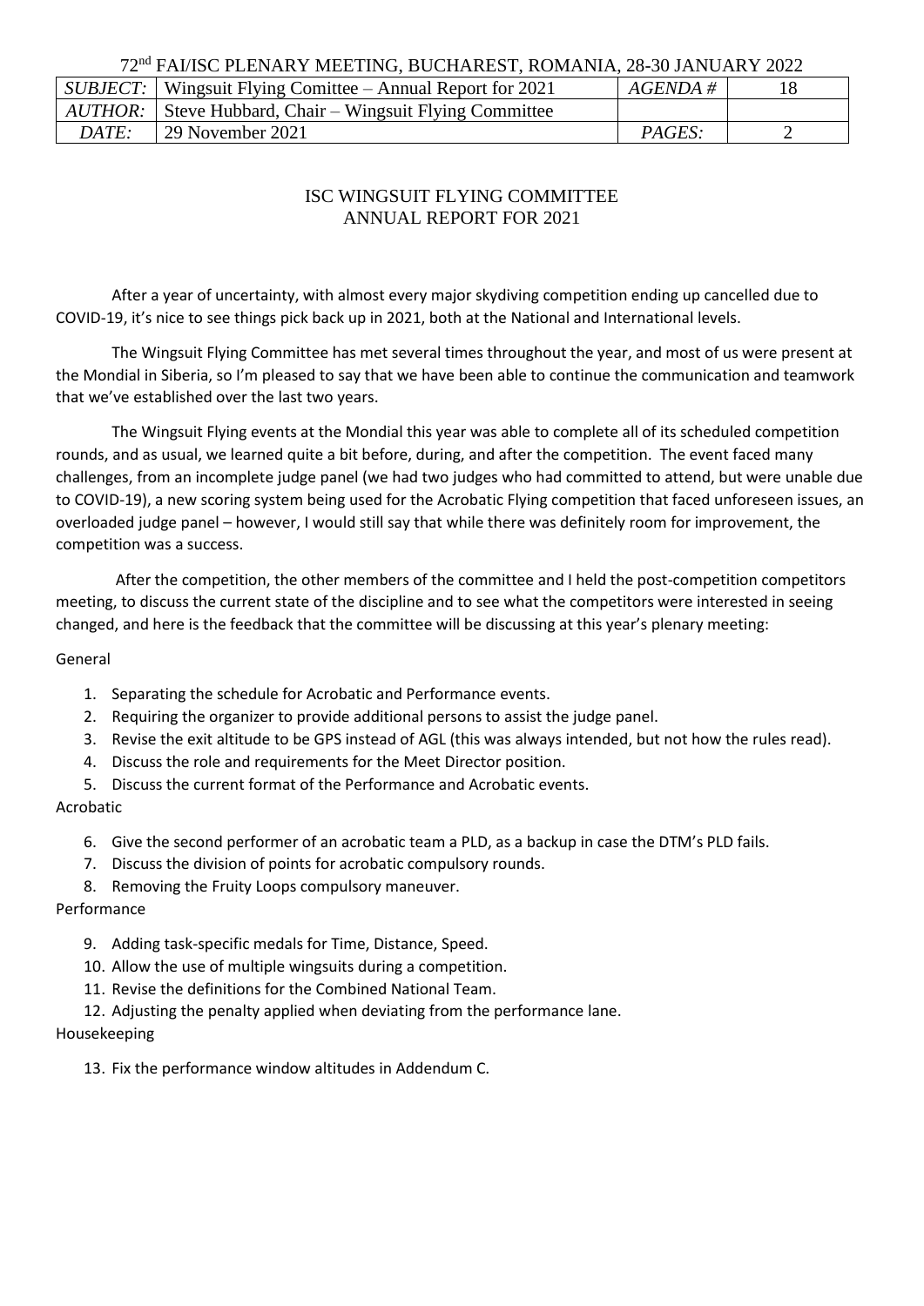72nd FAI/ISC PLENARY MEETING, BUCHAREST, ROMANIA, 28-30 JANUARY 2022

| *SUBJECT:* | Wingsuit Flying Comittee – Annual Report for 2021 | *AGENDA #* | 18 |
|---|---|---|---|
| *AUTHOR:* | Steve Hubbard, Chair – Wingsuit Flying Committee | | |
| *DATE:* | 29 November 2021 | *PAGES:* | 2 |

# ISC WINGSUIT FLYING COMMITTEE
# ANNUAL REPORT FOR 2021

After a year of uncertainty, with almost every major skydiving competition ending up cancelled due to COVID-19, it's nice to see things pick back up in 2021, both at the National and International levels.

The Wingsuit Flying Committee has met several times throughout the year, and most of us were present at the Mondial in Siberia, so I'm pleased to say that we have been able to continue the communication and teamwork that we've established over the last two years.

The Wingsuit Flying events at the Mondial this year was able to complete all of its scheduled competition rounds, and as usual, we learned quite a bit before, during, and after the competition. The event faced many challenges, from an incomplete judge panel (we had two judges who had committed to attend, but were unable due to COVID-19), a new scoring system being used for the Acrobatic Flying competition that faced unforeseen issues, an overloaded judge panel – however, I would still say that while there was definitely room for improvement, the competition was a success.

After the competition, the other members of the committee and I held the post-competition competitors meeting, to discuss the current state of the discipline and to see what the competitors were interested in seeing changed, and here is the feedback that the committee will be discussing at this year's plenary meeting:

General

1. Separating the schedule for Acrobatic and Performance events.
2. Requiring the organizer to provide additional persons to assist the judge panel.
3. Revise the exit altitude to be GPS instead of AGL (this was always intended, but not how the rules read).
4. Discuss the role and requirements for the Meet Director position.
5. Discuss the current format of the Performance and Acrobatic events.

Acrobatic

6. Give the second performer of an acrobatic team a PLD, as a backup in case the DTM's PLD fails.
7. Discuss the division of points for acrobatic compulsory rounds.
8. Removing the Fruity Loops compulsory maneuver.

Performance

9. Adding task-specific medals for Time, Distance, Speed.
10. Allow the use of multiple wingsuits during a competition.
11. Revise the definitions for the Combined National Team.
12. Adjusting the penalty applied when deviating from the performance lane.

Housekeeping

13. Fix the performance window altitudes in Addendum C.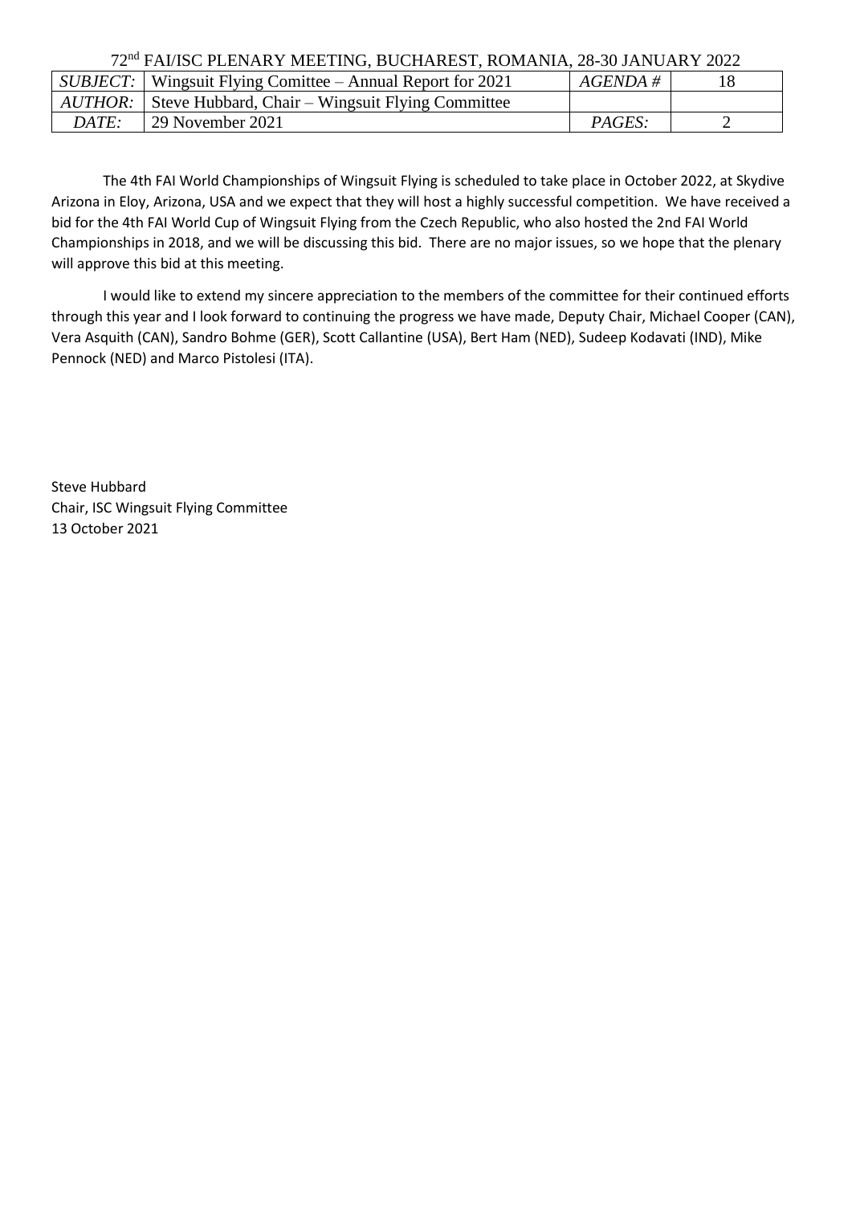72nd FAI/ISC PLENARY MEETING, BUCHAREST, ROMANIA, 28-30 JANUARY 2022

| | | | |
|---|---|---|---|
| *SUBJECT:* | Wingsuit Flying Comittee – Annual Report for 2021 | *AGENDA #* | 18 |
| *AUTHOR:* | Steve Hubbard, Chair – Wingsuit Flying Committee | | |
| *DATE:* | 29 November 2021 | *PAGES:* | 2 |

The 4th FAI World Championships of Wingsuit Flying is scheduled to take place in October 2022, at Skydive Arizona in Eloy, Arizona, USA and we expect that they will host a highly successful competition. We have received a bid for the 4th FAI World Cup of Wingsuit Flying from the Czech Republic, who also hosted the 2nd FAI World Championships in 2018, and we will be discussing this bid. There are no major issues, so we hope that the plenary will approve this bid at this meeting.

I would like to extend my sincere appreciation to the members of the committee for their continued efforts through this year and I look forward to continuing the progress we have made, Deputy Chair, Michael Cooper (CAN), Vera Asquith (CAN), Sandro Bohme (GER), Scott Callantine (USA), Bert Ham (NED), Sudeep Kodavati (IND), Mike Pennock (NED) and Marco Pistolesi (ITA).

Steve Hubbard
Chair, ISC Wingsuit Flying Committee
13 October 2021